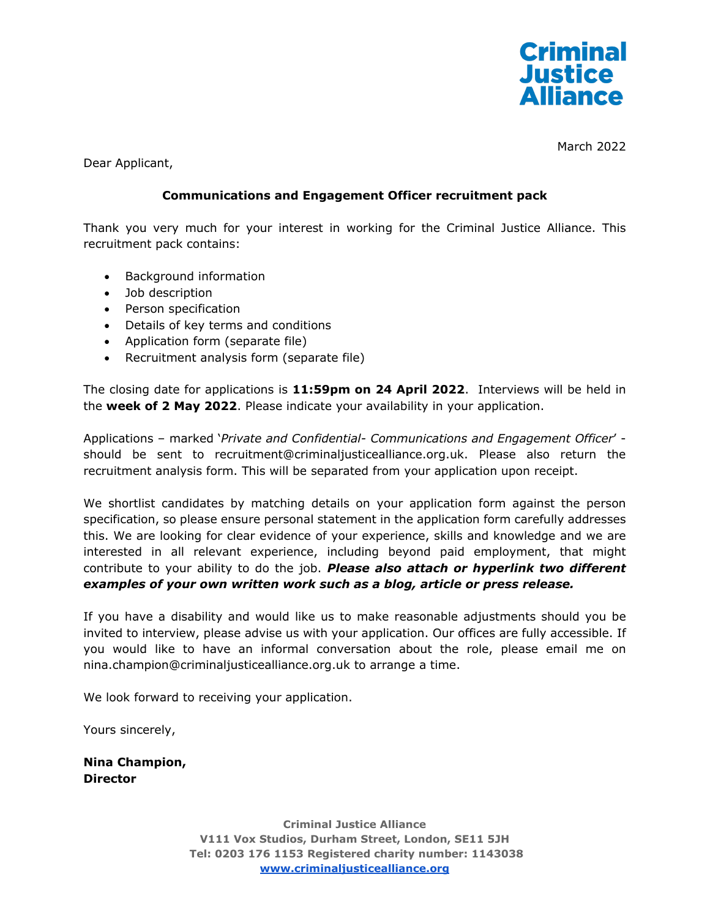Criminal Justice Alliance

March 2022

Dear Applicant,

**Communications and Engagement Officer recruitment pack**

Thank you very much for your interest in working for the Criminal Justice Alliance. This recruitment pack contains:

- Background information
- Job description
- Person specification
- Details of key terms and conditions
- Application form (separate file)
- Recruitment analysis form (separate file)

The closing date for applications is **11:59pm on 24 April 2022**. Interviews will be held in the **week of 2 May 2022**. Please indicate your availability in your application.

Applications – marked '*Private and Confidential- Communications and Engagement Officer*' - should be sent to recruitment@criminaljusticealliance.org.uk. Please also return the recruitment analysis form. This will be separated from your application upon receipt.

We shortlist candidates by matching details on your application form against the person specification, so please ensure personal statement in the application form carefully addresses this. We are looking for clear evidence of your experience, skills and knowledge and we are interested in all relevant experience, including beyond paid employment, that might contribute to your ability to do the job. ***Please also attach or hyperlink two different examples of your own written work such as a blog, article or press release.***

If you have a disability and would like us to make reasonable adjustments should you be invited to interview, please advise us with your application. Our offices are fully accessible. If you would like to have an informal conversation about the role, please email me on nina.champion@criminaljusticealliance.org.uk to arrange a time.

We look forward to receiving your application.

Yours sincerely,

**Nina Champion,**
**Director**

**Criminal Justice Alliance**
**V111 Vox Studios, Durham Street, London, SE11 5JH**
**Tel: 0203 176 1153 Registered charity number: 1143038**
**www.criminaljusticealliance.org**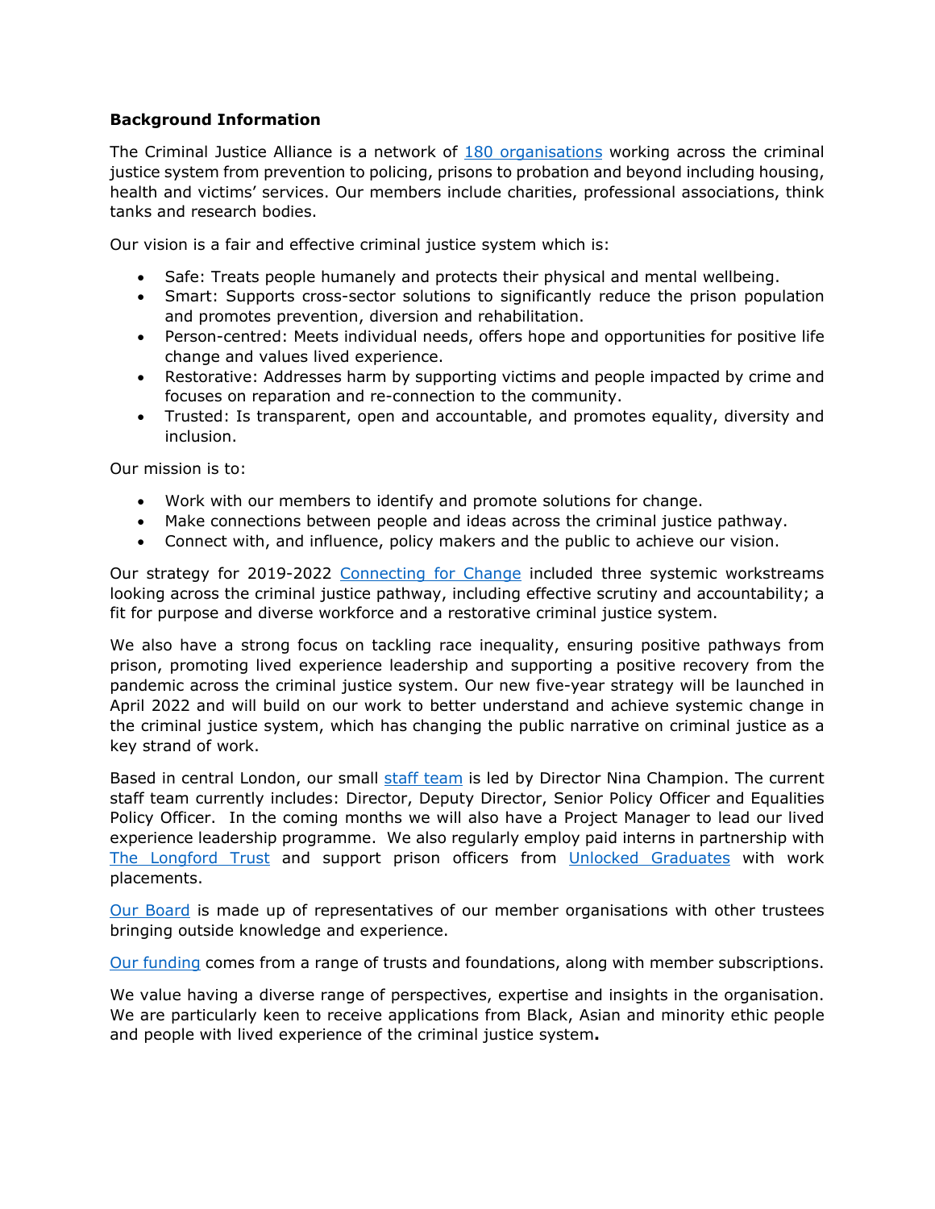**Background Information**

The Criminal Justice Alliance is a network of 180 organisations working across the criminal justice system from prevention to policing, prisons to probation and beyond including housing, health and victims' services. Our members include charities, professional associations, think tanks and research bodies.

Our vision is a fair and effective criminal justice system which is:

- Safe: Treats people humanely and protects their physical and mental wellbeing.
- Smart: Supports cross-sector solutions to significantly reduce the prison population and promotes prevention, diversion and rehabilitation.
- Person-centred: Meets individual needs, offers hope and opportunities for positive life change and values lived experience.
- Restorative: Addresses harm by supporting victims and people impacted by crime and focuses on reparation and re-connection to the community.
- Trusted: Is transparent, open and accountable, and promotes equality, diversity and inclusion.

Our mission is to:

- Work with our members to identify and promote solutions for change.
- Make connections between people and ideas across the criminal justice pathway.
- Connect with, and influence, policy makers and the public to achieve our vision.

Our strategy for 2019-2022 Connecting for Change included three systemic workstreams looking across the criminal justice pathway, including effective scrutiny and accountability; a fit for purpose and diverse workforce and a restorative criminal justice system.

We also have a strong focus on tackling race inequality, ensuring positive pathways from prison, promoting lived experience leadership and supporting a positive recovery from the pandemic across the criminal justice system. Our new five-year strategy will be launched in April 2022 and will build on our work to better understand and achieve systemic change in the criminal justice system, which has changing the public narrative on criminal justice as a key strand of work.

Based in central London, our small staff team is led by Director Nina Champion. The current staff team currently includes: Director, Deputy Director, Senior Policy Officer and Equalities Policy Officer. In the coming months we will also have a Project Manager to lead our lived experience leadership programme. We also regularly employ paid interns in partnership with The Longford Trust and support prison officers from Unlocked Graduates with work placements.

Our Board is made up of representatives of our member organisations with other trustees bringing outside knowledge and experience.

Our funding comes from a range of trusts and foundations, along with member subscriptions.

We value having a diverse range of perspectives, expertise and insights in the organisation. We are particularly keen to receive applications from Black, Asian and minority ethic people and people with lived experience of the criminal justice system**.**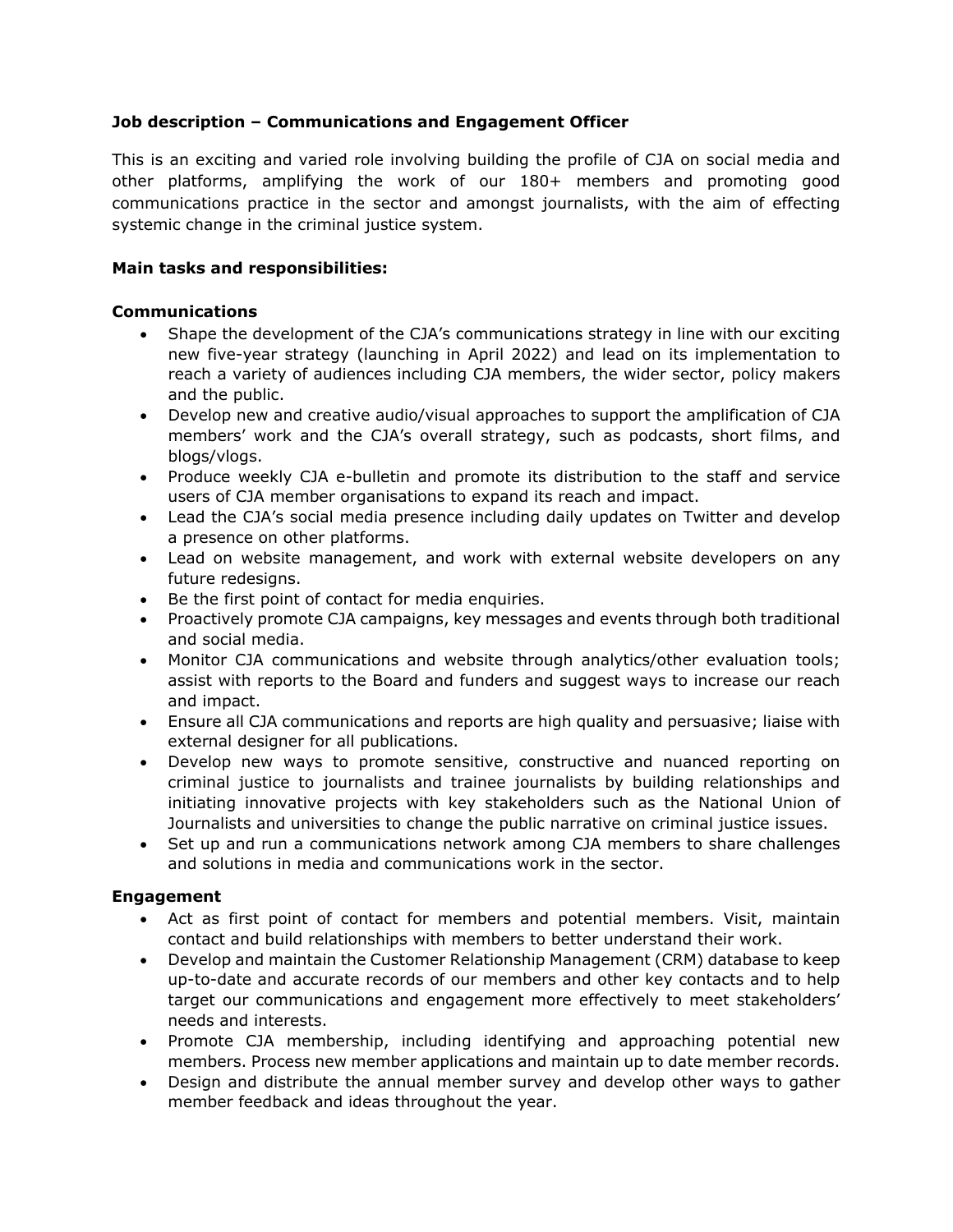**Job description – Communications and Engagement Officer**

This is an exciting and varied role involving building the profile of CJA on social media and other platforms, amplifying the work of our 180+ members and promoting good communications practice in the sector and amongst journalists, with the aim of effecting systemic change in the criminal justice system.

**Main tasks and responsibilities:**

**Communications**

- Shape the development of the CJA's communications strategy in line with our exciting new five-year strategy (launching in April 2022) and lead on its implementation to reach a variety of audiences including CJA members, the wider sector, policy makers and the public.
- Develop new and creative audio/visual approaches to support the amplification of CJA members' work and the CJA's overall strategy, such as podcasts, short films, and blogs/vlogs.
- Produce weekly CJA e-bulletin and promote its distribution to the staff and service users of CJA member organisations to expand its reach and impact.
- Lead the CJA's social media presence including daily updates on Twitter and develop a presence on other platforms.
- Lead on website management, and work with external website developers on any future redesigns.
- Be the first point of contact for media enquiries.
- Proactively promote CJA campaigns, key messages and events through both traditional and social media.
- Monitor CJA communications and website through analytics/other evaluation tools; assist with reports to the Board and funders and suggest ways to increase our reach and impact.
- Ensure all CJA communications and reports are high quality and persuasive; liaise with external designer for all publications.
- Develop new ways to promote sensitive, constructive and nuanced reporting on criminal justice to journalists and trainee journalists by building relationships and initiating innovative projects with key stakeholders such as the National Union of Journalists and universities to change the public narrative on criminal justice issues.
- Set up and run a communications network among CJA members to share challenges and solutions in media and communications work in the sector.

**Engagement**

- Act as first point of contact for members and potential members. Visit, maintain contact and build relationships with members to better understand their work.
- Develop and maintain the Customer Relationship Management (CRM) database to keep up-to-date and accurate records of our members and other key contacts and to help target our communications and engagement more effectively to meet stakeholders' needs and interests.
- Promote CJA membership, including identifying and approaching potential new members. Process new member applications and maintain up to date member records.
- Design and distribute the annual member survey and develop other ways to gather member feedback and ideas throughout the year.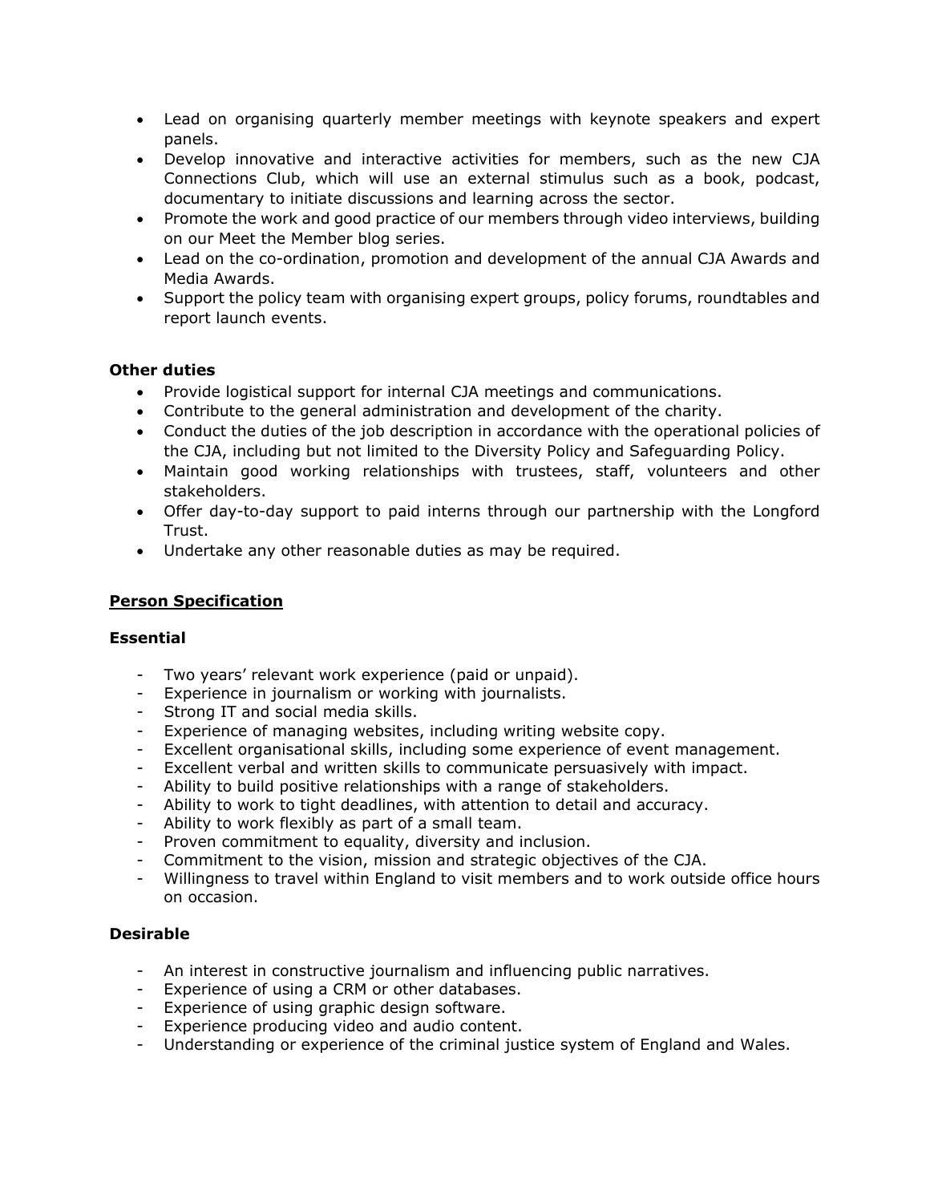- Lead on organising quarterly member meetings with keynote speakers and expert panels.
- Develop innovative and interactive activities for members, such as the new CJA Connections Club, which will use an external stimulus such as a book, podcast, documentary to initiate discussions and learning across the sector.
- Promote the work and good practice of our members through video interviews, building on our Meet the Member blog series.
- Lead on the co-ordination, promotion and development of the annual CJA Awards and Media Awards.
- Support the policy team with organising expert groups, policy forums, roundtables and report launch events.

### Other duties

- Provide logistical support for internal CJA meetings and communications.
- Contribute to the general administration and development of the charity.
- Conduct the duties of the job description in accordance with the operational policies of the CJA, including but not limited to the Diversity Policy and Safeguarding Policy.
- Maintain good working relationships with trustees, staff, volunteers and other stakeholders.
- Offer day-to-day support to paid interns through our partnership with the Longford Trust.
- Undertake any other reasonable duties as may be required.

## Person Specification

### Essential

- Two years' relevant work experience (paid or unpaid).
- Experience in journalism or working with journalists.
- Strong IT and social media skills.
- Experience of managing websites, including writing website copy.
- Excellent organisational skills, including some experience of event management.
- Excellent verbal and written skills to communicate persuasively with impact.
- Ability to build positive relationships with a range of stakeholders.
- Ability to work to tight deadlines, with attention to detail and accuracy.
- Ability to work flexibly as part of a small team.
- Proven commitment to equality, diversity and inclusion.
- Commitment to the vision, mission and strategic objectives of the CJA.
- Willingness to travel within England to visit members and to work outside office hours on occasion.

### Desirable

- An interest in constructive journalism and influencing public narratives.
- Experience of using a CRM or other databases.
- Experience of using graphic design software.
- Experience producing video and audio content.
- Understanding or experience of the criminal justice system of England and Wales.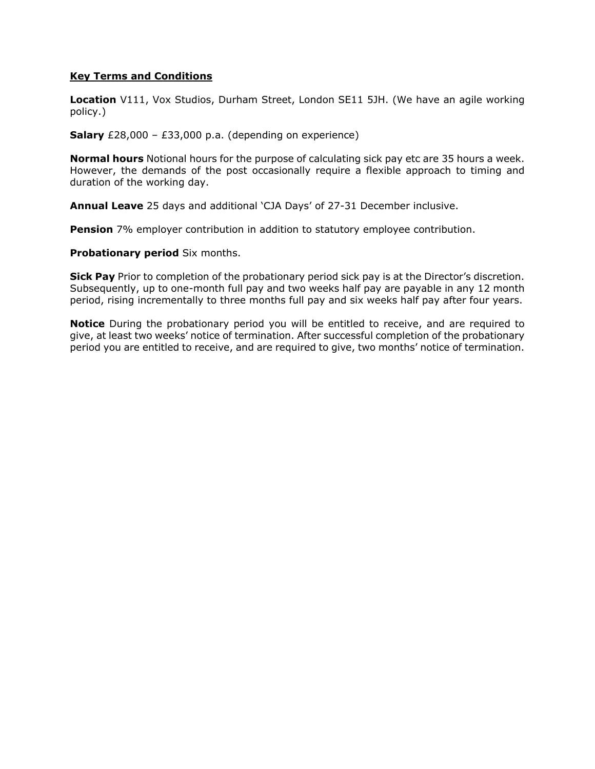**Key Terms and Conditions**

**Location** V111, Vox Studios, Durham Street, London SE11 5JH. (We have an agile working policy.)

**Salary** £28,000 – £33,000 p.a. (depending on experience)

**Normal hours** Notional hours for the purpose of calculating sick pay etc are 35 hours a week. However, the demands of the post occasionally require a flexible approach to timing and duration of the working day.

**Annual Leave** 25 days and additional 'CJA Days' of 27-31 December inclusive.

**Pension** 7% employer contribution in addition to statutory employee contribution.

**Probationary period** Six months.

**Sick Pay** Prior to completion of the probationary period sick pay is at the Director's discretion. Subsequently, up to one-month full pay and two weeks half pay are payable in any 12 month period, rising incrementally to three months full pay and six weeks half pay after four years.

**Notice** During the probationary period you will be entitled to receive, and are required to give, at least two weeks' notice of termination. After successful completion of the probationary period you are entitled to receive, and are required to give, two months' notice of termination.